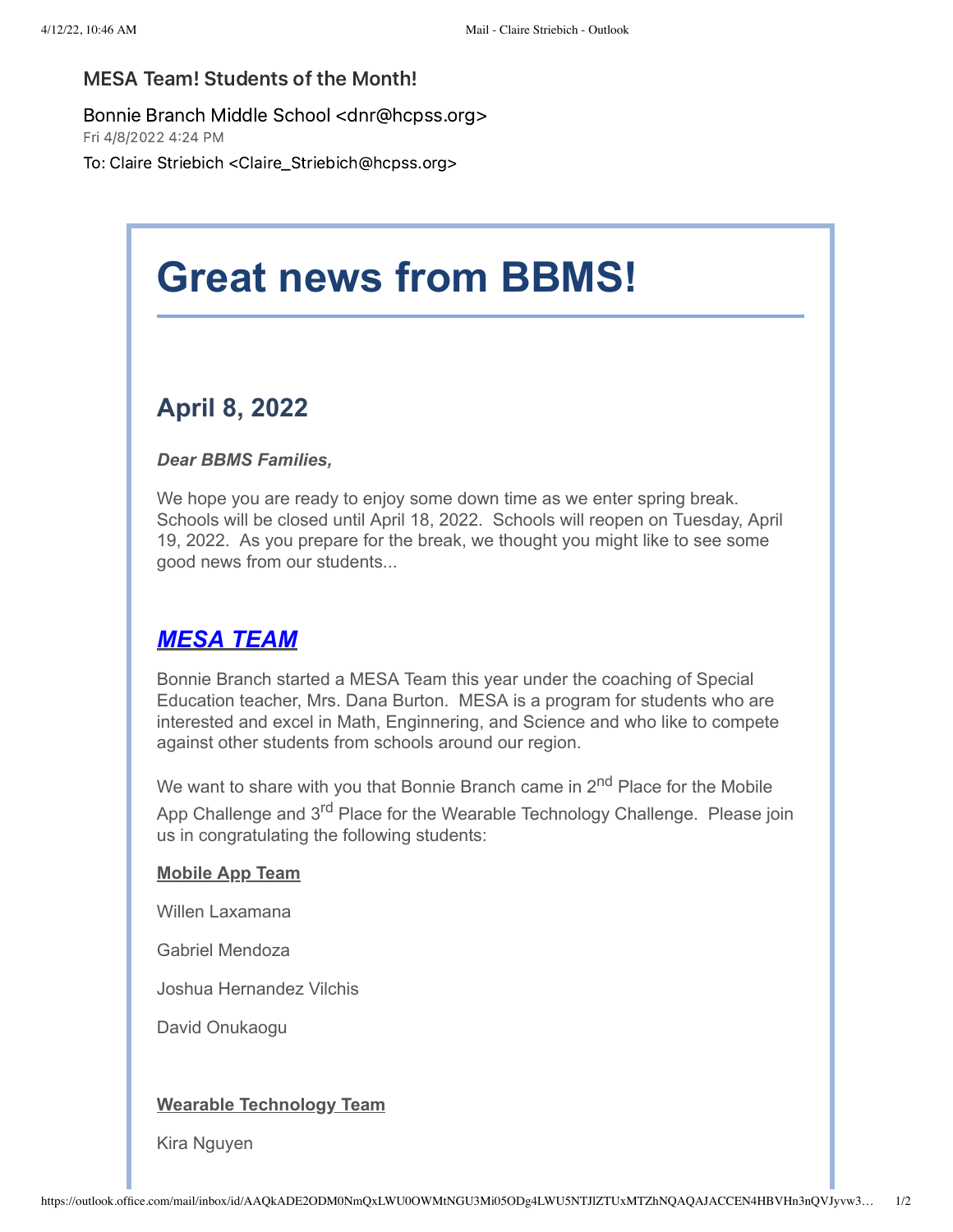MESA Team! Students of the Month!

Bonnie Branch Middle School <dnr@hcpss.org>
Fri 4/8/2022 4:24 PM
To: Claire Striebich <Claire_Striebich@hcpss.org>

# Great news from BBMS!

## April 8, 2022

***Dear BBMS Families,***

We hope you are ready to enjoy some down time as we enter spring break. Schools will be closed until April 18, 2022. Schools will reopen on Tuesday, April 19, 2022. As you prepare for the break, we thought you might like to see some good news from our students...

## ***MESA TEAM***

Bonnie Branch started a MESA Team this year under the coaching of Special Education teacher, Mrs. Dana Burton. MESA is a program for students who are interested and excel in Math, Enginnering, and Science and who like to compete against other students from schools around our region.

We want to share with you that Bonnie Branch came in 2nd Place for the Mobile App Challenge and 3rd Place for the Wearable Technology Challenge. Please join us in congratulating the following students:

**Mobile App Team**

Willen Laxamana

Gabriel Mendoza

Joshua Hernandez Vilchis

David Onukaogu

**Wearable Technology Team**

Kira Nguyen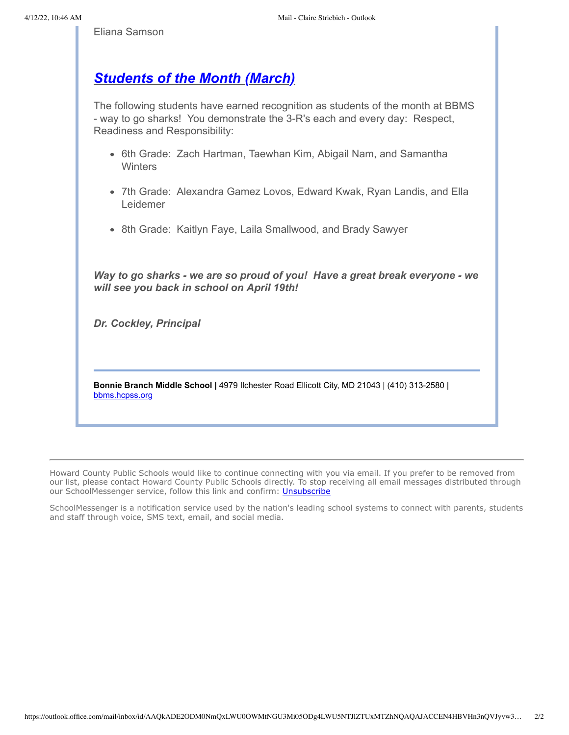Eliana Samson

## *Students of the Month (March)*

The following students have earned recognition as students of the month at BBMS - way to go sharks! You demonstrate the 3-R's each and every day: Respect, Readiness and Responsibility:

- 6th Grade: Zach Hartman, Taewhan Kim, Abigail Nam, and Samantha Winters
- 7th Grade: Alexandra Gamez Lovos, Edward Kwak, Ryan Landis, and Ella Leidemer
- 8th Grade: Kaitlyn Faye, Laila Smallwood, and Brady Sawyer

***Way to go sharks - we are so proud of you! Have a great break everyone - we will see you back in school on April 19th!***

***Dr. Cockley, Principal***

---

**Bonnie Branch Middle School |** 4979 Ilchester Road Ellicott City, MD 21043 | (410) 313-2580 | bbms.hcpss.org

---

Howard County Public Schools would like to continue connecting with you via email. If you prefer to be removed from our list, please contact Howard County Public Schools directly. To stop receiving all email messages distributed through our SchoolMessenger service, follow this link and confirm: Unsubscribe

SchoolMessenger is a notification service used by the nation's leading school systems to connect with parents, students and staff through voice, SMS text, email, and social media.